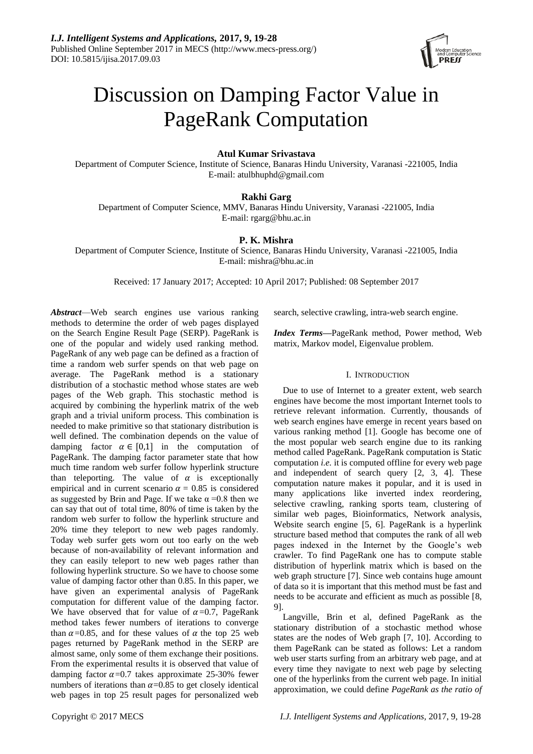# Discussion on Damping Factor Value in PageRank Computation

**Atul Kumar Srivastava**
Department of Computer Science, Institute of Science, Banaras Hindu University, Varanasi -221005, India
E-mail: atulbhuphd@gmail.com

**Rakhi Garg**
Department of Computer Science, MMV, Banaras Hindu University, Varanasi -221005, India
E-mail: rgarg@bhu.ac.in

**P. K. Mishra**
Department of Computer Science, Institute of Science, Banaras Hindu University, Varanasi -221005, India
E-mail: mishra@bhu.ac.in

Received: 17 January 2017; Accepted: 10 April 2017; Published: 08 September 2017

***Abstract*****—**Web search engines use various ranking methods to determine the order of web pages displayed on the Search Engine Result Page (SERP). PageRank is one of the popular and widely used ranking method. PageRank of any web page can be defined as a fraction of time a random web surfer spends on that web page on average. The PageRank method is a stationary distribution of a stochastic method whose states are web pages of the Web graph. This stochastic method is acquired by combining the hyperlink matrix of the web graph and a trivial uniform process. This combination is needed to make primitive so that stationary distribution is well defined. The combination depends on the value of damping factor $\alpha \in [0,1]$ in the computation of PageRank. The damping factor parameter state that how much time random web surfer follow hyperlink structure than teleporting. The value of $\alpha$ is exceptionally empirical and in current scenario $\alpha = 0.85$ is considered as suggested by Brin and Page. If we take $\alpha = 0.8$ then we can say that out of total time, 80% of time is taken by the random web surfer to follow the hyperlink structure and 20% time they teleport to new web pages randomly. Today web surfer gets worn out too early on the web because of non-availability of relevant information and they can easily teleport to new web pages rather than following hyperlink structure. So we have to choose some value of damping factor other than 0.85. In this paper, we have given an experimental analysis of PageRank computation for different value of the damping factor. We have observed that for value of $\alpha = 0.7$, PageRank method takes fewer numbers of iterations to converge than $\alpha = 0.85$, and for these values of $\alpha$ the top 25 web pages returned by PageRank method in the SERP are almost same, only some of them exchange their positions. From the experimental results it is observed that value of damping factor $\alpha = 0.7$ takes approximate 25-30% fewer numbers of iterations than $\alpha = 0.85$ to get closely identical web pages in top 25 result pages for personalized web search, selective crawling, intra-web search engine.

***Index Terms*****—**PageRank method, Power method, Web matrix, Markov model, Eigenvalue problem.

## I. Introduction

Due to use of Internet to a greater extent, web search engines have become the most important Internet tools to retrieve relevant information. Currently, thousands of web search engines have emerge in recent years based on various ranking method [1]. Google has become one of the most popular web search engine due to its ranking method called PageRank. PageRank computation is Static computation *i.e.* it is computed offline for every web page and independent of search query [2, 3, 4]. These computation nature makes it popular, and it is used in many applications like inverted index reordering, selective crawling, ranking sports team, clustering of similar web pages, Bioinformatics, Network analysis, Website search engine [5, 6]. PageRank is a hyperlink structure based method that computes the rank of all web pages indexed in the Internet by the Google's web crawler. To find PageRank one has to compute stable distribution of hyperlink matrix which is based on the web graph structure [7]. Since web contains huge amount of data so it is important that this method must be fast and needs to be accurate and efficient as much as possible [8, 9].

Langville, Brin et al, defined PageRank as the stationary distribution of a stochastic method whose states are the nodes of Web graph [7, 10]. According to them PageRank can be stated as follows: Let a random web user starts surfing from an arbitrary web page, and at every time they navigate to next web page by selecting one of the hyperlinks from the current web page. In initial approximation, we could define *PageRank as the ratio of*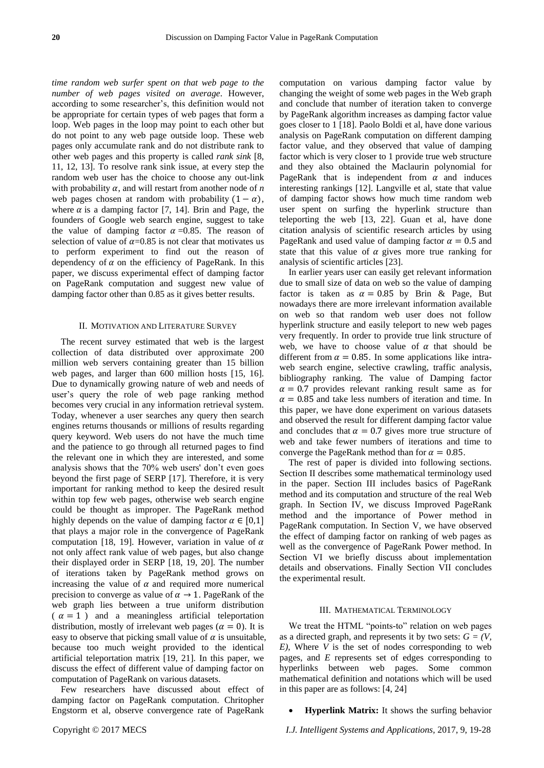*time random web surfer spent on that web page to the number of web pages visited on average*. However, according to some researcher's, this definition would not be appropriate for certain types of web pages that form a loop. Web pages in the loop may point to each other but do not point to any web page outside loop. These web pages only accumulate rank and do not distribute rank to other web pages and this property is called *rank sink* [8, 11, 12, 13]. To resolve rank sink issue, at every step the random web user has the choice to choose any out-link with probability $\alpha$, and will restart from another node of *n* web pages chosen at random with probability $(1-\alpha)$, where $\alpha$ is a damping factor [7, 14]. Brin and Page, the founders of Google web search engine, suggest to take the value of damping factor $\alpha$ =0.85. The reason of selection of value of $\alpha$=0.85 is not clear that motivates us to perform experiment to find out the reason of dependency of $\alpha$ on the efficiency of PageRank. In this paper, we discuss experimental effect of damping factor on PageRank computation and suggest new value of damping factor other than 0.85 as it gives better results.

## II. Motivation and Literature Survey

The recent survey estimated that web is the largest collection of data distributed over approximate 200 million web servers containing greater than 15 billion web pages, and larger than 600 million hosts [15, 16]. Due to dynamically growing nature of web and needs of user's query the role of web page ranking method becomes very crucial in any information retrieval system. Today, whenever a user searches any query then search engines returns thousands or millions of results regarding query keyword. Web users do not have the much time and the patience to go through all returned pages to find the relevant one in which they are interested, and some analysis shows that the 70% web users' don't even goes beyond the first page of SERP [17]. Therefore, it is very important for ranking method to keep the desired result within top few web pages, otherwise web search engine could be thought as improper. The PageRank method highly depends on the value of damping factor $\alpha \in [0,1]$ that plays a major role in the convergence of PageRank computation [18, 19]. However, variation in value of $\alpha$ not only affect rank value of web pages, but also change their displayed order in SERP [18, 19, 20]. The number of iterations taken by PageRank method grows on increasing the value of $\alpha$ and required more numerical precision to converge as value of $\alpha \rightarrow 1$. PageRank of the web graph lies between a true uniform distribution ( $\alpha = 1$ ) and a meaningless artificial teleportation distribution, mostly of irrelevant web pages ($\alpha = 0$). It is easy to observe that picking small value of $\alpha$ is unsuitable, because too much weight provided to the identical artificial teleportation matrix [19, 21]. In this paper, we discuss the effect of different value of damping factor on computation of PageRank on various datasets.

Few researchers have discussed about effect of damping factor on PageRank computation. Chritopher Engstorm et al, observe convergence rate of PageRank computation on various damping factor value by changing the weight of some web pages in the Web graph and conclude that number of iteration taken to converge by PageRank algorithm increases as damping factor value goes closer to 1 [18]. Paolo Boldi et al, have done various analysis on PageRank computation on different damping factor value, and they observed that value of damping factor which is very closer to 1 provide true web structure and they also obtained the Maclaurin polynomial for PageRank that is independent from $\alpha$ and induces interesting rankings [12]. Langville et al, state that value of damping factor shows how much time random web user spent on surfing the hyperlink structure than teleporting the web [13, 22]. Guan et al, have done citation analysis of scientific research articles by using PageRank and used value of damping factor $\alpha = 0.5$ and state that this value of $\alpha$ gives more true ranking for analysis of scientific articles [23].

In earlier years user can easily get relevant information due to small size of data on web so the value of damping factor is taken as $\alpha = 0.85$ by Brin & Page, But nowadays there are more irrelevant information available on web so that random web user does not follow hyperlink structure and easily teleport to new web pages very frequently. In order to provide true link structure of web, we have to choose value of $\alpha$ that should be different from $\alpha = 0.85$. In some applications like intra-web search engine, selective crawling, traffic analysis, bibliography ranking. The value of Damping factor $\alpha = 0.7$ provides relevant ranking result same as for $\alpha = 0.85$ and take less numbers of iteration and time. In this paper, we have done experiment on various datasets and observed the result for different damping factor value and concludes that $\alpha = 0.7$ gives more true structure of web and take fewer numbers of iterations and time to converge the PageRank method than for $\alpha = 0.85$.

The rest of paper is divided into following sections. Section II describes some mathematical terminology used in the paper. Section III includes basics of PageRank method and its computation and structure of the real Web graph. In Section IV, we discuss Improved PageRank method and the importance of Power method in PageRank computation. In Section V, we have observed the effect of damping factor on ranking of web pages as well as the convergence of PageRank Power method. In Section VI we briefly discuss about implementation details and observations. Finally Section VII concludes the experimental result.

## III. Mathematical Terminology

We treat the HTML "points-to" relation on web pages as a directed graph, and represents it by two sets: *G = (V, E)*, Where *V* is the set of nodes corresponding to web pages, and *E* represents set of edges corresponding to hyperlinks between web pages. Some common mathematical definition and notations which will be used in this paper are as follows: [4, 24]

- **Hyperlink Matrix:** It shows the surfing behavior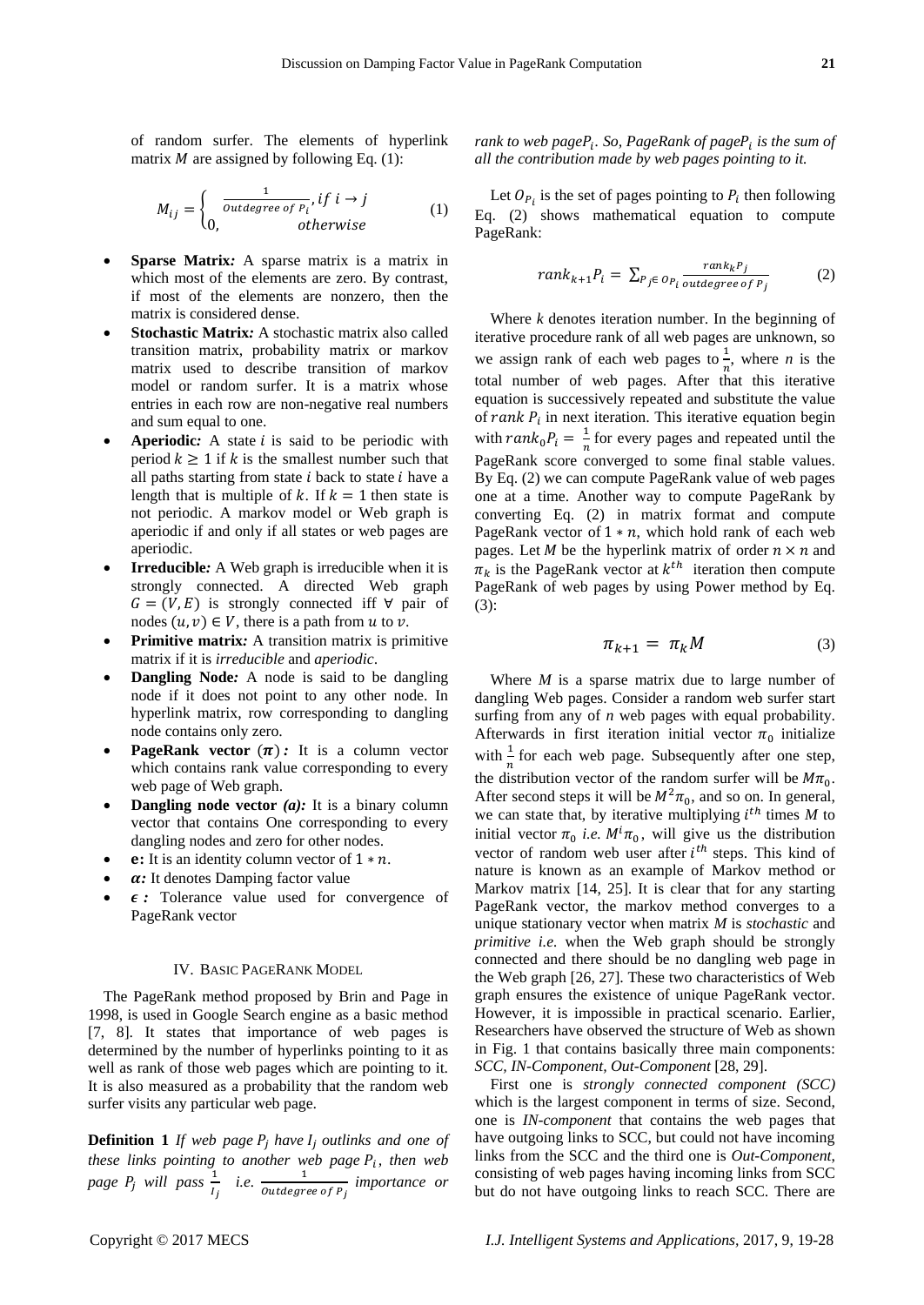of random surfer. The elements of hyperlink matrix $M$ are assigned by following Eq. (1):

$$M_{ij} = \begin{cases} \frac{1}{Outdegree\ of\ P_i}, if\ i \rightarrow j \\ 0, \qquad otherwise \end{cases} \qquad (1)$$

- **Sparse Matrix***:* A sparse matrix is a matrix in which most of the elements are zero. By contrast, if most of the elements are nonzero, then the matrix is considered dense.
- **Stochastic Matrix***:* A stochastic matrix also called transition matrix, probability matrix or markov matrix used to describe transition of markov model or random surfer. It is a matrix whose entries in each row are non-negative real numbers and sum equal to one.
- **Aperiodic***:* A state $i$ is said to be periodic with period $k \geq 1$ if $k$ is the smallest number such that all paths starting from state $i$ back to state $i$ have a length that is multiple of $k$. If $k = 1$ then state is not periodic. A markov model or Web graph is aperiodic if and only if all states or web pages are aperiodic.
- **Irreducible***:* A Web graph is irreducible when it is strongly connected. A directed Web graph $G = (V, E)$ is strongly connected iff $\forall$ pair of nodes $(u, v) \in V$, there is a path from $u$ to $v$.
- **Primitive matrix***:* A transition matrix is primitive matrix if it is *irreducible* and *aperiodic*.
- **Dangling Node***:* A node is said to be dangling node if it does not point to any other node. In hyperlink matrix, row corresponding to dangling node contains only zero.
- **PageRank vector** $(\pi)$ *:* It is a column vector which contains rank value corresponding to every web page of Web graph.
- **Dangling node vector** *(a):* It is a binary column vector that contains One corresponding to every dangling nodes and zero for other nodes.
- **e:** It is an identity column vector of $1 * n$.
- $\alpha$*:* It denotes Damping factor value
- $\epsilon$ *:* Tolerance value used for convergence of PageRank vector

## IV. Basic PageRank Model

The PageRank method proposed by Brin and Page in 1998, is used in Google Search engine as a basic method [7, 8]. It states that importance of web pages is determined by the number of hyperlinks pointing to it as well as rank of those web pages which are pointing to it. It is also measured as a probability that the random web surfer visits any particular web page.

**Definition 1** *If web page $P_j$ have $I_j$ outlinks and one of these links pointing to another web page $P_i$, then web page $P_j$ will pass $\frac{1}{I_j}$ i.e. $\frac{1}{Outdegree\ of\ P_j}$ importance or rank to web page $P_i$. So, PageRank of page $P_i$ is the sum of all the contribution made by web pages pointing to it.*

Let $O_{P_i}$ is the set of pages pointing to $P_i$ then following Eq. (2) shows mathematical equation to compute PageRank:

$$rank_{k+1}P_i = \sum_{P_j \in O_{P_i}} \frac{rank_k P_j}{outdegree\ of\ P_j} \qquad (2)$$

Where *k* denotes iteration number. In the beginning of iterative procedure rank of all web pages are unknown, so we assign rank of each web pages to $\frac{1}{n}$, where *n* is the total number of web pages. After that this iterative equation is successively repeated and substitute the value of $rank\ P_i$ in next iteration. This iterative equation begin with $rank_0 P_i = \frac{1}{n}$ for every pages and repeated until the PageRank score converged to some final stable values. By Eq. (2) we can compute PageRank value of web pages one at a time. Another way to compute PageRank by converting Eq. (2) in matrix format and compute PageRank vector of $1 * n$, which hold rank of each web pages. Let *M* be the hyperlink matrix of order $n \times n$ and $\pi_k$ is the PageRank vector at $k^{th}$ iteration then compute PageRank of web pages by using Power method by Eq. (3):

$$\pi_{k+1} = \pi_k M \qquad (3)$$

Where *M* is a sparse matrix due to large number of dangling Web pages. Consider a random web surfer start surfing from any of *n* web pages with equal probability. Afterwards in first iteration initial vector $\pi_0$ initialize with $\frac{1}{n}$ for each web page. Subsequently after one step, the distribution vector of the random surfer will be $M\pi_0$. After second steps it will be $M^2\pi_0$, and so on. In general, we can state that, by iterative multiplying $i^{th}$ times *M* to initial vector $\pi_0$ *i.e.* $M^i\pi_0$, will give us the distribution vector of random web user after $i^{th}$ steps. This kind of nature is known as an example of Markov method or Markov matrix [14, 25]. It is clear that for any starting PageRank vector, the markov method converges to a unique stationary vector when matrix *M* is *stochastic* and *primitive i.e.* when the Web graph should be strongly connected and there should be no dangling web page in the Web graph [26, 27]. These two characteristics of Web graph ensures the existence of unique PageRank vector. However, it is impossible in practical scenario. Earlier, Researchers have observed the structure of Web as shown in Fig. 1 that contains basically three main components: *SCC, IN-Component, Out-Component* [28, 29].

First one is *strongly connected component (SCC)* which is the largest component in terms of size. Second, one is *IN-component* that contains the web pages that have outgoing links to SCC, but could not have incoming links from the SCC and the third one is *Out-Component*, consisting of web pages having incoming links from SCC but do not have outgoing links to reach SCC. There are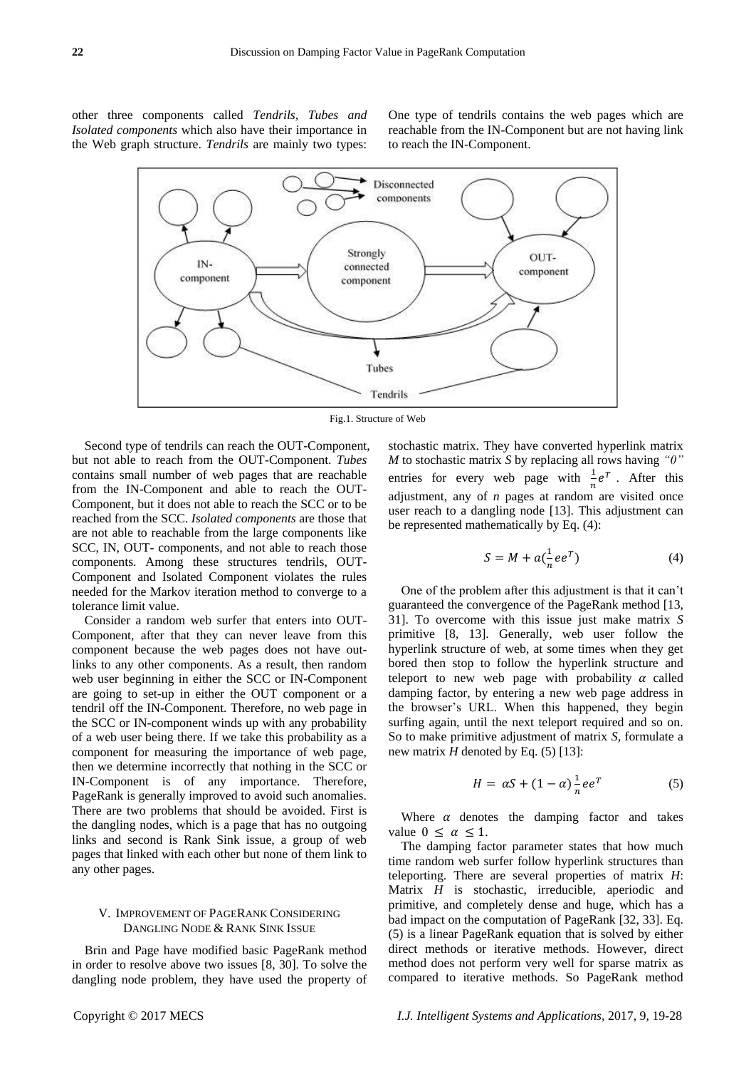other three components called *Tendrils, Tubes and Isolated components* which also have their importance in the Web graph structure. *Tendrils* are mainly two types: One type of tendrils contains the web pages which are reachable from the IN-Component but are not having link to reach the IN-Component.

Fig.1. Structure of Web

Second type of tendrils can reach the OUT-Component, but not able to reach from the OUT-Component. *Tubes* contains small number of web pages that are reachable from the IN-Component and able to reach the OUT-Component, but it does not able to reach the SCC or to be reached from the SCC. *Isolated components* are those that are not able to reachable from the large components like SCC, IN, OUT- components, and not able to reach those components. Among these structures tendrils, OUT-Component and Isolated Component violates the rules needed for the Markov iteration method to converge to a tolerance limit value.

Consider a random web surfer that enters into OUT-Component, after that they can never leave from this component because the web pages does not have out-links to any other components. As a result, then random web user beginning in either the SCC or IN-Component are going to set-up in either the OUT component or a tendril off the IN-Component. Therefore, no web page in the SCC or IN-component winds up with any probability of a web user being there. If we take this probability as a component for measuring the importance of web page, then we determine incorrectly that nothing in the SCC or IN-Component is of any importance. Therefore, PageRank is generally improved to avoid such anomalies. There are two problems that should be avoided. First is the dangling nodes, which is a page that has no outgoing links and second is Rank Sink issue, a group of web pages that linked with each other but none of them link to any other pages.

## V. Improvement of PageRank Considering Dangling Node & Rank Sink Issue

Brin and Page have modified basic PageRank method in order to resolve above two issues [8, 30]. To solve the dangling node problem, they have used the property of stochastic matrix. They have converted hyperlink matrix *M* to stochastic matrix *S* by replacing all rows having *"0"* entries for every web page with $\frac{1}{n}e^T$. After this adjustment, any of *n* pages at random are visited once user reach to a dangling node [13]. This adjustment can be represented mathematically by Eq. (4):

$$S = M + a(\frac{1}{n}ee^T) \tag{4}$$

One of the problem after this adjustment is that it can't guaranteed the convergence of the PageRank method [13, 31]. To overcome with this issue just make matrix *S* primitive [8, 13]. Generally, web user follow the hyperlink structure of web, at some times when they get bored then stop to follow the hyperlink structure and teleport to new web page with probability $\alpha$ called damping factor, by entering a new web page address in the browser's URL. When this happened, they begin surfing again, until the next teleport required and so on. So to make primitive adjustment of matrix *S*, formulate a new matrix *H* denoted by Eq. (5) [13]:

$$H = \alpha S + (1 - \alpha)\frac{1}{n}ee^T \tag{5}$$

Where $\alpha$ denotes the damping factor and takes value $0 \leq \alpha \leq 1$.

The damping factor parameter states that how much time random web surfer follow hyperlink structures than teleporting. There are several properties of matrix *H*: Matrix *H* is stochastic, irreducible, aperiodic and primitive, and completely dense and huge, which has a bad impact on the computation of PageRank [32, 33]. Eq. (5) is a linear PageRank equation that is solved by either direct methods or iterative methods. However, direct method does not perform very well for sparse matrix as compared to iterative methods. So PageRank method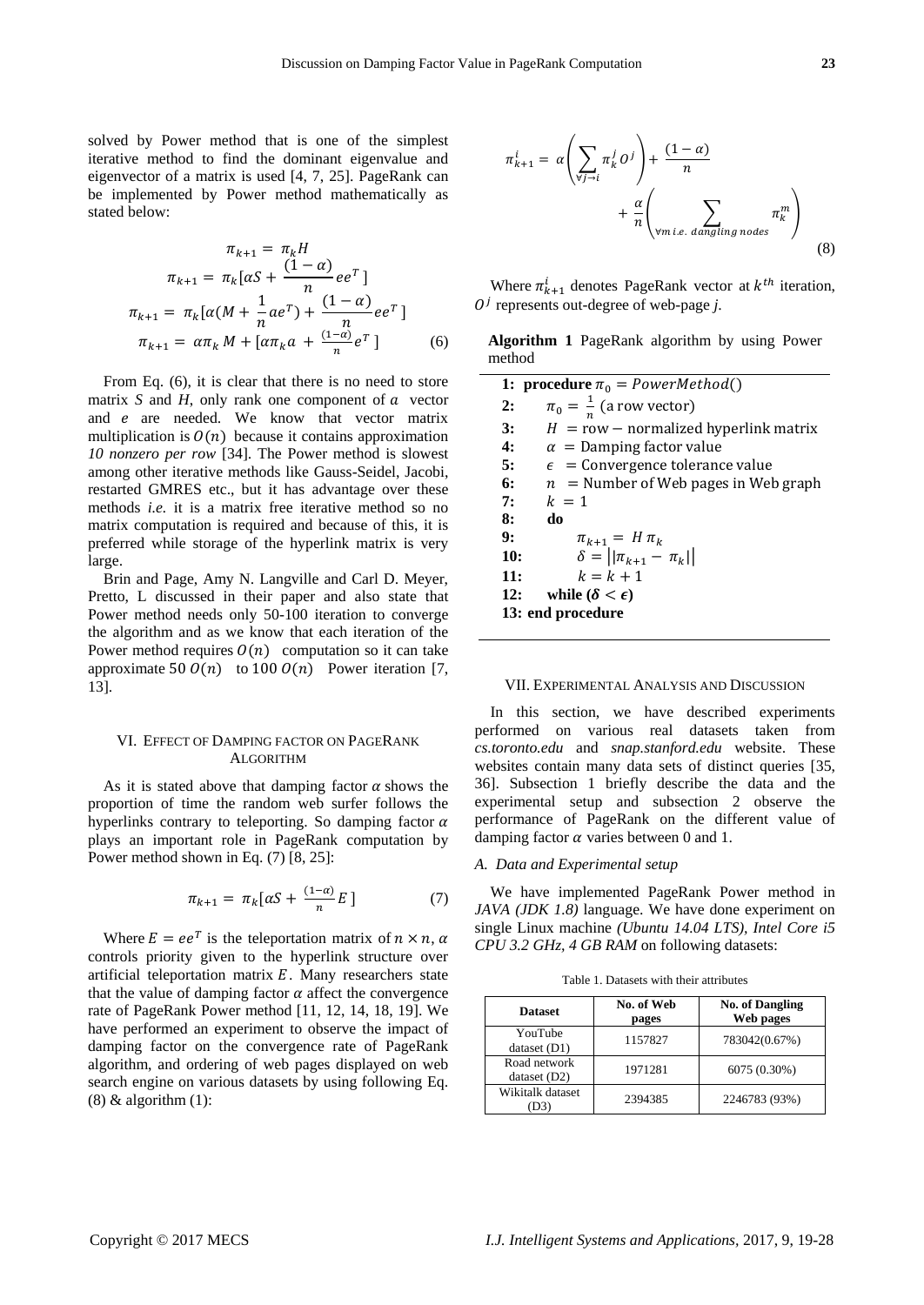solved by Power method that is one of the simplest iterative method to find the dominant eigenvalue and eigenvector of a matrix is used [4, 7, 25]. PageRank can be implemented by Power method mathematically as stated below:

$$\pi_{k+1} = \pi_k H$$

$$\pi_{k+1} = \pi_k[\alpha S + \frac{(1-\alpha)}{n} ee^T]$$

$$\pi_{k+1} = \pi_k[\alpha(M + \frac{1}{n} ae^T) + \frac{(1-\alpha)}{n} ee^T]$$

$$\pi_{k+1} = \alpha \pi_k M + [\alpha \pi_k a + \frac{(1-\alpha)}{n} e^T] \quad (6)$$

From Eq. (6), it is clear that there is no need to store matrix $S$ and $H$, only rank one component of $a$ vector and $e$ are needed. We know that vector matrix multiplication is $O(n)$ because it contains approximation *10 nonzero per row* [34]. The Power method is slowest among other iterative methods like Gauss-Seidel, Jacobi, restarted GMRES etc., but it has advantage over these methods *i.e.* it is a matrix free iterative method so no matrix computation is required and because of this, it is preferred while storage of the hyperlink matrix is very large.

Brin and Page, Amy N. Langville and Carl D. Meyer, Pretto, L discussed in their paper and also state that Power method needs only 50-100 iteration to converge the algorithm and as we know that each iteration of the Power method requires $O(n)$ computation so it can take approximate $50\ O(n)$ to $100\ O(n)$ Power iteration [7, 13].

## VI. Effect of Damping factor on PageRank Algorithm

As it is stated above that damping factor $\alpha$ shows the proportion of time the random web surfer follows the hyperlinks contrary to teleporting. So damping factor $\alpha$ plays an important role in PageRank computation by Power method shown in Eq. (7) [8, 25]:

$$\pi_{k+1} = \pi_k[\alpha S + \frac{(1-\alpha)}{n} E] \quad (7)$$

Where $E = ee^T$ is the teleportation matrix of $n \times n$, $\alpha$ controls priority given to the hyperlink structure over artificial teleportation matrix $E$. Many researchers state that the value of damping factor $\alpha$ affect the convergence rate of PageRank Power method [11, 12, 14, 18, 19]. We have performed an experiment to observe the impact of damping factor on the convergence rate of PageRank algorithm, and ordering of web pages displayed on web search engine on various datasets by using following Eq. (8) & algorithm (1):

$$\pi_{k+1}^{i} = \alpha \left( \sum_{\forall j \to i} \pi_k^j O^j \right) + \frac{(1-\alpha)}{n} + \frac{\alpha}{n} \left( \sum_{\forall m\ i.e.\ dangling\ nodes} \pi_k^m \right) \quad (8)$$

Where $\pi_{k+1}^{i}$ denotes PageRank vector at $k^{th}$ iteration, $O^j$ represents out-degree of web-page *j*.

**Algorithm 1** PageRank algorithm by using Power method

```
1:  procedure π_0 = PowerMethod()
2:      π_0 = 1/n (a row vector)
3:      H = row − normalized hyperlink matrix
4:      α = Damping factor value
5:      ϵ = Convergence tolerance value
6:      n = Number of Web pages in Web graph
7:      k = 1
8:  do
9:          π_{k+1} = H π_k
10:         δ = ||π_{k+1} − π_k||
11:         k = k + 1
12: while (δ < ϵ)
13: end procedure
```

## VII. Experimental Analysis and Discussion

In this section, we have described experiments performed on various real datasets taken from *cs.toronto.edu* and *snap.stanford.edu* website. These websites contain many data sets of distinct queries [35, 36]. Subsection 1 briefly describe the data and the experimental setup and subsection 2 observe the performance of PageRank on the different value of damping factor $\alpha$ varies between 0 and 1.

### A. Data and Experimental setup

We have implemented PageRank Power method in *JAVA (JDK 1.8)* language. We have done experiment on single Linux machine *(Ubuntu 14.04 LTS), Intel Core i5 CPU 3.2 GHz, 4 GB RAM* on following datasets:

Table 1. Datasets with their attributes

| Dataset | No. of Web pages | No. of Dangling Web pages |
|---|---|---|
| YouTube dataset (D1) | 1157827 | 783042(0.67%) |
| Road network dataset (D2) | 1971281 | 6075 (0.30%) |
| Wikitalk dataset (D3) | 2394385 | 2246783 (93%) |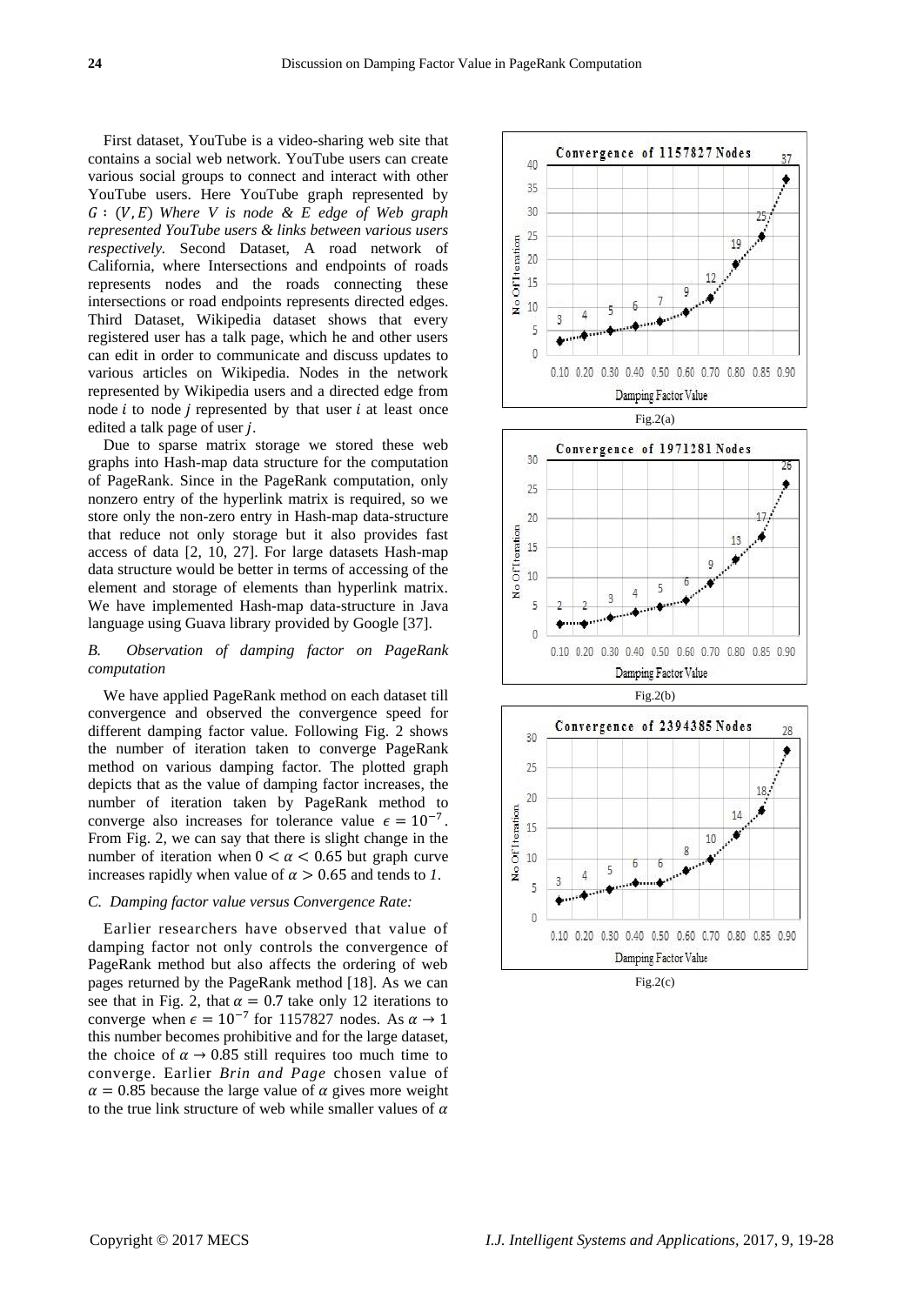First dataset, YouTube is a video-sharing web site that contains a social web network. YouTube users can create various social groups to connect and interact with other YouTube users. Here YouTube graph represented by $G : (V, E)$ *Where V is node & E edge of Web graph represented YouTube users & links between various users respectively.* Second Dataset, A road network of California, where Intersections and endpoints of roads represents nodes and the roads connecting these intersections or road endpoints represents directed edges. Third Dataset, Wikipedia dataset shows that every registered user has a talk page, which he and other users can edit in order to communicate and discuss updates to various articles on Wikipedia. Nodes in the network represented by Wikipedia users and a directed edge from node $i$ to node $j$ represented by that user $i$ at least once edited a talk page of user $j$.

Due to sparse matrix storage we stored these web graphs into Hash-map data structure for the computation of PageRank. Since in the PageRank computation, only nonzero entry of the hyperlink matrix is required, so we store only the non-zero entry in Hash-map data-structure that reduce not only storage but it also provides fast access of data [2, 10, 27]. For large datasets Hash-map data structure would be better in terms of accessing of the element and storage of elements than hyperlink matrix. We have implemented Hash-map data-structure in Java language using Guava library provided by Google [37].

### *B. Observation of damping factor on PageRank computation*

We have applied PageRank method on each dataset till convergence and observed the convergence speed for different damping factor value. Following Fig. 2 shows the number of iteration taken to converge PageRank method on various damping factor. The plotted graph depicts that as the value of damping factor increases, the number of iteration taken by PageRank method to converge also increases for tolerance value $\epsilon = 10^{-7}$. From Fig. 2, we can say that there is slight change in the number of iteration when $0 < \alpha < 0.65$ but graph curve increases rapidly when value of $\alpha > 0.65$ and tends to *1*.

### *C. Damping factor value versus Convergence Rate:*

Earlier researchers have observed that value of damping factor not only controls the convergence of PageRank method but also affects the ordering of web pages returned by the PageRank method [18]. As we can see that in Fig. 2, that $\alpha = 0.7$ take only 12 iterations to converge when $\epsilon = 10^{-7}$ for 1157827 nodes. As $\alpha \rightarrow 1$ this number becomes prohibitive and for the large dataset, the choice of $\alpha \rightarrow 0.85$ still requires too much time to converge. Earlier *Brin and Page* chosen value of $\alpha = 0.85$ because the large value of $\alpha$ gives more weight to the true link structure of web while smaller values of $\alpha$

Fig.2(a)

Fig.2(b)

Fig.2(c)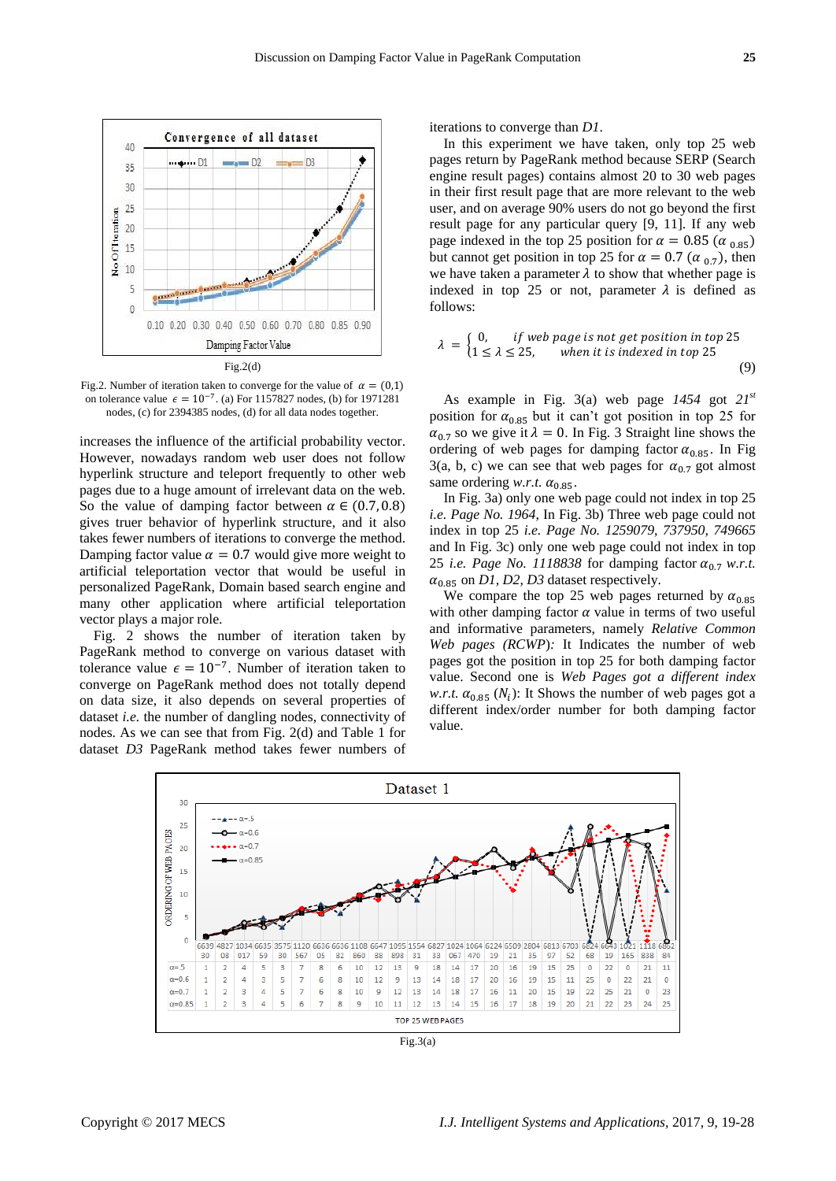Fig.2(d)

Fig.2. Number of iteration taken to converge for the value of $\alpha = (0,1)$ on tolerance value $\epsilon = 10^{-7}$. (a) For 1157827 nodes, (b) for 1971281 nodes, (c) for 2394385 nodes, (d) for all data nodes together.

increases the influence of the artificial probability vector. However, nowadays random web user does not follow hyperlink structure and teleport frequently to other web pages due to a huge amount of irrelevant data on the web. So the value of damping factor between $\alpha \in (0.7, 0.8)$ gives truer behavior of hyperlink structure, and it also takes fewer numbers of iterations to converge the method. Damping factor value $\alpha = 0.7$ would give more weight to artificial teleportation vector that would be useful in personalized PageRank, Domain based search engine and many other application where artificial teleportation vector plays a major role.

Fig. 2 shows the number of iteration taken by PageRank method to converge on various dataset with tolerance value $\epsilon = 10^{-7}$. Number of iteration taken to converge on PageRank method does not totally depend on data size, it also depends on several properties of dataset *i.e.* the number of dangling nodes, connectivity of nodes. As we can see that from Fig. 2(d) and Table 1 for dataset *D3* PageRank method takes fewer numbers of iterations to converge than *D1*.

In this experiment we have taken, only top 25 web pages return by PageRank method because SERP (Search engine result pages) contains almost 20 to 30 web pages in their first result page that are more relevant to the web user, and on average 90% users do not go beyond the first result page for any particular query [9, 11]. If any web page indexed in the top 25 position for $\alpha = 0.85$ ($\alpha_{0.85}$) but cannot get position in top 25 for $\alpha = 0.7$ ($\alpha_{0.7}$), then we have taken a parameter $\lambda$ to show that whether page is indexed in top 25 or not, parameter $\lambda$ is defined as follows:

$$\lambda = \begin{cases} 0, & \textit{if web page is not get position in top } 25 \\ 1 \le \lambda \le 25, & \textit{when it is indexed in top } 25 \end{cases} \tag{9}$$

As example in Fig. 3(a) web page *1454* got *21st* position for $\alpha_{0.85}$ but it can't got position in top 25 for $\alpha_{0.7}$ so we give it $\lambda = 0$. In Fig. 3 Straight line shows the ordering of web pages for damping factor $\alpha_{0.85}$. In Fig 3(a, b, c) we can see that web pages for $\alpha_{0.7}$ got almost same ordering *w.r.t.* $\alpha_{0.85}$.

In Fig. 3a) only one web page could not index in top 25 *i.e. Page No. 1964*, In Fig. 3b) Three web page could not index in top 25 *i.e. Page No. 1259079, 737950, 749665* and In Fig. 3c) only one web page could not index in top 25 *i.e. Page No. 1118838* for damping factor $\alpha_{0.7}$ *w.r.t.* $\alpha_{0.85}$ on *D1, D2, D3* dataset respectively.

We compare the top 25 web pages returned by $\alpha_{0.85}$ with other damping factor $\alpha$ value in terms of two useful and informative parameters, namely *Relative Common Web pages (RCWP):* It Indicates the number of web pages got the position in top 25 for both damping factor value. Second one is *Web Pages got a different index w.r.t.* $\alpha_{0.85}$ ($N_i$): It Shows the number of web pages got a different index/order number for both damping factor value.

| | 663930 | 482708 | 1034017 | 663559 | 357530 | 1120567 | 663605 | 663682 | 1108860 | 664788 | 1095898 | 155431 | 682733 | 1024067 | 1064470 | 622419 | 650921 | 280435 | 681397 | 670352 | 682468 | 664919 | 1021165 | 1118838 | 686284 |
|---|---|---|---|---|---|---|---|---|---|---|---|---|---|---|---|---|---|---|---|---|---|---|---|---|---|
| α=.5 | 1 | 2 | 4 | 5 | 3 | 7 | 8 | 6 | 10 | 12 | 13 | 9 | 18 | 14 | 17 | 20 | 16 | 19 | 15 | 25 | 0 | 22 | 0 | 21 | 11 |
| α=0.6 | 1 | 2 | 4 | 3 | 5 | 7 | 6 | 8 | 10 | 12 | 9 | 13 | 14 | 18 | 17 | 20 | 16 | 19 | 15 | 11 | 25 | 0 | 22 | 21 | 0 |
| α=0.7 | 1 | 2 | 3 | 4 | 5 | 7 | 6 | 8 | 10 | 9 | 12 | 13 | 14 | 18 | 17 | 16 | 11 | 20 | 15 | 19 | 22 | 25 | 21 | 0 | 23 |
| α=0.85 | 1 | 2 | 3 | 4 | 5 | 6 | 7 | 8 | 9 | 10 | 11 | 12 | 13 | 14 | 15 | 16 | 17 | 18 | 19 | 20 | 21 | 22 | 23 | 24 | 25 |

Fig.3(a)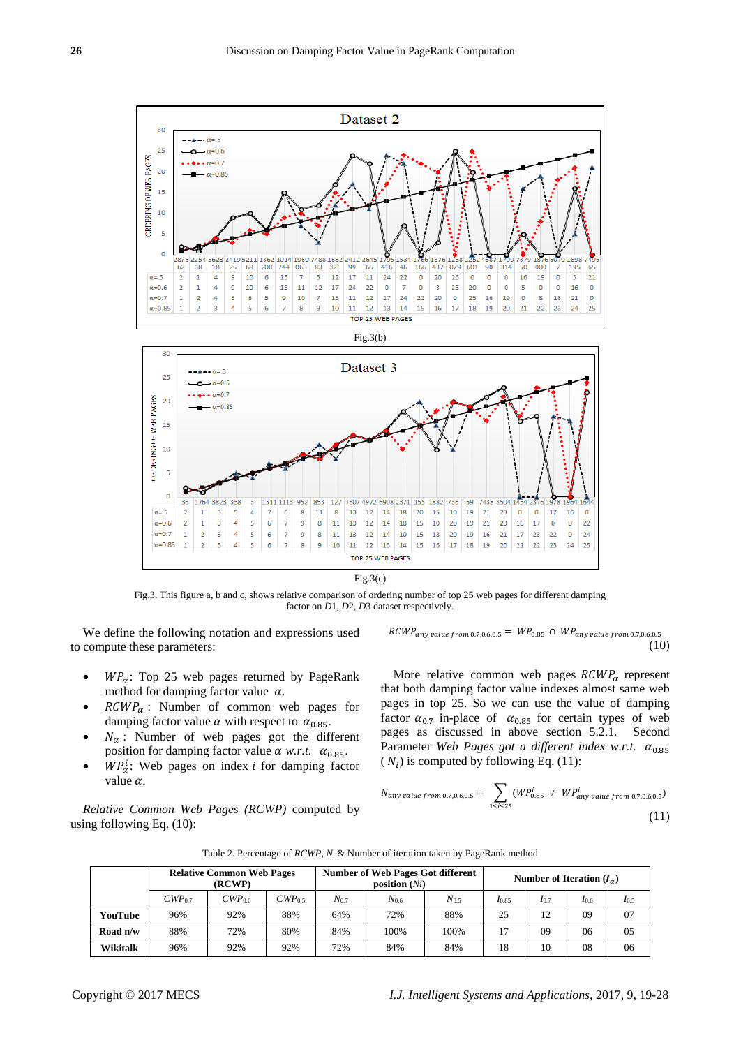Fig.3(b)

Fig.3(c)

Fig.3. This figure a, b and c, shows relative comparison of ordering number of top 25 web pages for different damping factor on *D1, D2, D3* dataset respectively.

We define the following notation and expressions used to compute these parameters:

- $WP_{\alpha}$: Top 25 web pages returned by PageRank method for damping factor value $\alpha$.
- $RCWP_{\alpha}$ : Number of common web pages for damping factor value $\alpha$ with respect to $\alpha_{0.85}$.
- $N_{\alpha}$ : Number of web pages got the different position for damping factor value $\alpha$ *w.r.t.* $\alpha_{0.85}$.
- $WP_{\alpha}^{i}$: Web pages on index $i$ for damping factor value $\alpha$.

*Relative Common Web Pages (RCWP)* computed by using following Eq. (10):

$$RCWP_{any\ value\ from\ 0.7,0.6,0.5} = WP_{0.85} \cap WP_{any\ value\ from\ 0.7,0.6,0.5} \quad (10)$$

More relative common web pages $RCWP_{\alpha}$ represent that both damping factor value indexes almost same web pages in top 25. So we can use the value of damping factor $\alpha_{0.7}$ in-place of $\alpha_{0.85}$ for certain types of web pages as discussed in above section 5.2.1. Second Parameter *Web Pages got a different index w.r.t.* $\alpha_{0.85}$ ( $N_i$) is computed by following Eq. (11):

$$N_{any\ value\ from\ 0.7,0.6,0.5} = \sum_{1 \le i \le 25} (WP_{0.85}^{i} \ne WP_{any\ value\ from\ 0.7,0.6,0.5}^{i}) \quad (11)$$

Table 2. Percentage of *RCWP*, $N_i$ & Number of iteration taken by PageRank method

| | Relative Common Web Pages (RCWP) | | | Number of Web Pages Got different position (*Ni*) | | | Number of Iteration ($I_{\alpha}$) | | | |
|---|---|---|---|---|---|---|---|---|---|---|
| | $CWP_{0.7}$ | $CWP_{0.6}$ | $CWP_{0.5}$ | $N_{0.7}$ | $N_{0.6}$ | $N_{0.5}$ | $I_{0.85}$ | $I_{0.7}$ | $I_{0.6}$ | $I_{0.5}$ |
| **YouTube** | 96% | 92% | 88% | 64% | 72% | 88% | 25 | 12 | 09 | 07 |
| **Road n/w** | 88% | 72% | 80% | 84% | 100% | 100% | 17 | 09 | 06 | 05 |
| **Wikitalk** | 96% | 92% | 92% | 72% | 84% | 84% | 18 | 10 | 08 | 06 |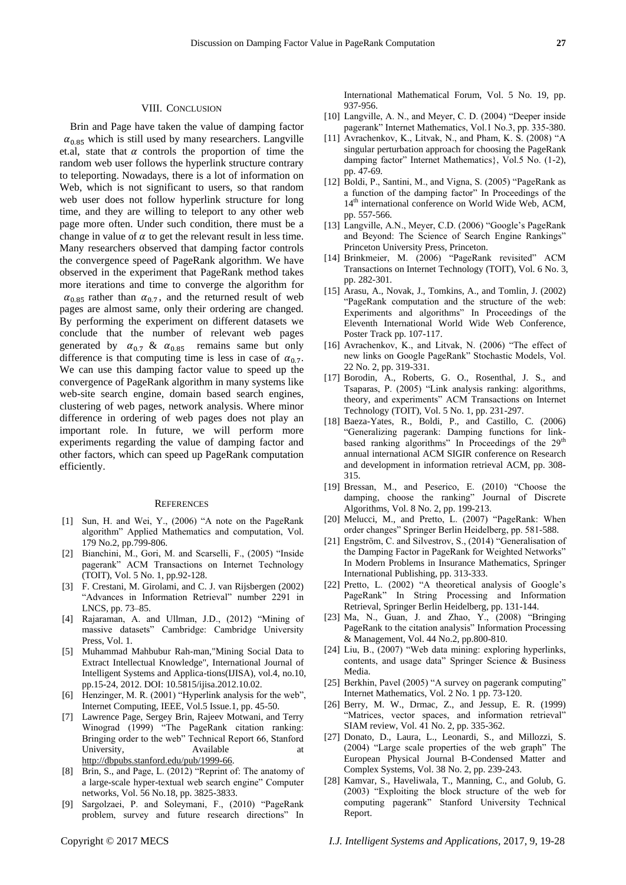## VIII. Conclusion

Brin and Page have taken the value of damping factor $\alpha_{0.85}$ which is still used by many researchers. Langville et.al, state that $\alpha$ controls the proportion of time the random web user follows the hyperlink structure contrary to teleporting. Nowadays, there is a lot of information on Web, which is not significant to users, so that random web user does not follow hyperlink structure for long time, and they are willing to teleport to any other web page more often. Under such condition, there must be a change in value of $\alpha$ to get the relevant result in less time. Many researchers observed that damping factor controls the convergence speed of PageRank algorithm. We have observed in the experiment that PageRank method takes more iterations and time to converge the algorithm for $\alpha_{0.85}$ rather than $\alpha_{0.7}$, and the returned result of web pages are almost same, only their ordering are changed. By performing the experiment on different datasets we conclude that the number of relevant web pages generated by $\alpha_{0.7}$ & $\alpha_{0.85}$ remains same but only difference is that computing time is less in case of $\alpha_{0.7}$. We can use this damping factor value to speed up the convergence of PageRank algorithm in many systems like web-site search engine, domain based search engines, clustering of web pages, network analysis. Where minor difference in ordering of web pages does not play an important role. In future, we will perform more experiments regarding the value of damping factor and other factors, which can speed up PageRank computation efficiently.

## References

[1] Sun, H. and Wei, Y., (2006) "A note on the PageRank algorithm" Applied Mathematics and computation, Vol. 179 No.2, pp.799-806.

[2] Bianchini, M., Gori, M. and Scarselli, F., (2005) "Inside pagerank" ACM Transactions on Internet Technology (TOIT), Vol. 5 No. 1, pp.92-128.

[3] F. Crestani, M. Girolami, and C. J. van Rijsbergen (2002) "Advances in Information Retrieval" number 2291 in LNCS, pp. 73–85.

[4] Rajaraman, A. and Ullman, J.D., (2012) "Mining of massive datasets" Cambridge: Cambridge University Press, Vol. 1.

[5] Muhammad Mahbubur Rah-man,"Mining Social Data to Extract Intellectual Knowledge", International Journal of Intelligent Systems and Applica-tions(IJISA), vol.4, no.10, pp.15-24, 2012. DOI: 10.5815/ijisa.2012.10.02.

[6] Henzinger, M. R. (2001) "Hyperlink analysis for the web", Internet Computing, IEEE, Vol.5 Issue.1, pp. 45-50.

[7] Lawrence Page, Sergey Brin, Rajeev Motwani, and Terry Winograd (1999) "The PageRank citation ranking: Bringing order to the web" Technical Report 66, Stanford University, Available at http://dbpubs.stanford.edu/pub/1999-66.

[8] Brin, S., and Page, L. (2012) "Reprint of: The anatomy of a large-scale hyper-textual web search engine" Computer networks, Vol. 56 No.18, pp. 3825-3833.

[9] Sargolzaei, P. and Soleymani, F., (2010) "PageRank problem, survey and future research directions" In International Mathematical Forum, Vol. 5 No. 19, pp. 937-956.

[10] Langville, A. N., and Meyer, C. D. (2004) "Deeper inside pagerank" Internet Mathematics, Vol.1 No.3, pp. 335-380.

[11] Avrachenkov, K., Litvak, N., and Pham, K. S. (2008) "A singular perturbation approach for choosing the PageRank damping factor" Internet Mathematics}, Vol.5 No. (1-2), pp. 47-69.

[12] Boldi, P., Santini, M., and Vigna, S. (2005) "PageRank as a function of the damping factor" In Proceedings of the 14th international conference on World Wide Web, ACM, pp. 557-566.

[13] Langville, A.N., Meyer, C.D. (2006) "Google's PageRank and Beyond: The Science of Search Engine Rankings" Princeton University Press, Princeton.

[14] Brinkmeier, M. (2006) "PageRank revisited" ACM Transactions on Internet Technology (TOIT), Vol. 6 No. 3, pp. 282-301.

[15] Arasu, A., Novak, J., Tomkins, A., and Tomlin, J. (2002) "PageRank computation and the structure of the web: Experiments and algorithms" In Proceedings of the Eleventh International World Wide Web Conference, Poster Track pp. 107-117.

[16] Avrachenkov, K., and Litvak, N. (2006) "The effect of new links on Google PageRank" Stochastic Models, Vol. 22 No. 2, pp. 319-331.

[17] Borodin, A., Roberts, G. O., Rosenthal, J. S., and Tsaparas, P. (2005) "Link analysis ranking: algorithms, theory, and experiments" ACM Transactions on Internet Technology (TOIT), Vol. 5 No. 1, pp. 231-297.

[18] Baeza-Yates, R., Boldi, P., and Castillo, C. (2006) "Generalizing pagerank: Damping functions for link-based ranking algorithms" In Proceedings of the 29th annual international ACM SIGIR conference on Research and development in information retrieval ACM, pp. 308-315.

[19] Bressan, M., and Peserico, E. (2010) "Choose the damping, choose the ranking" Journal of Discrete Algorithms, Vol. 8 No. 2, pp. 199-213.

[20] Melucci, M., and Pretto, L. (2007) "PageRank: When order changes" Springer Berlin Heidelberg, pp. 581-588.

[21] Engström, C. and Silvestrov, S., (2014) "Generalisation of the Damping Factor in PageRank for Weighted Networks" In Modern Problems in Insurance Mathematics, Springer International Publishing, pp. 313-333.

[22] Pretto, L. (2002) "A theoretical analysis of Google's PageRank" In String Processing and Information Retrieval, Springer Berlin Heidelberg, pp. 131-144.

[23] Ma, N., Guan, J. and Zhao, Y., (2008) "Bringing PageRank to the citation analysis" Information Processing & Management, Vol. 44 No.2, pp.800-810.

[24] Liu, B., (2007) "Web data mining: exploring hyperlinks, contents, and usage data" Springer Science & Business Media.

[25] Berkhin, Pavel (2005) "A survey on pagerank computing" Internet Mathematics, Vol. 2 No. 1 pp. 73-120.

[26] Berry, M. W., Drmac, Z., and Jessup, E. R. (1999) "Matrices, vector spaces, and information retrieval" SIAM review, Vol. 41 No. 2, pp. 335-362.

[27] Donato, D., Laura, L., Leonardi, S., and Millozzi, S. (2004) "Large scale properties of the web graph" The European Physical Journal B-Condensed Matter and Complex Systems, Vol. 38 No. 2, pp. 239-243.

[28] Kamvar, S., Haveliwala, T., Manning, C., and Golub, G. (2003) "Exploiting the block structure of the web for computing pagerank" Stanford University Technical Report.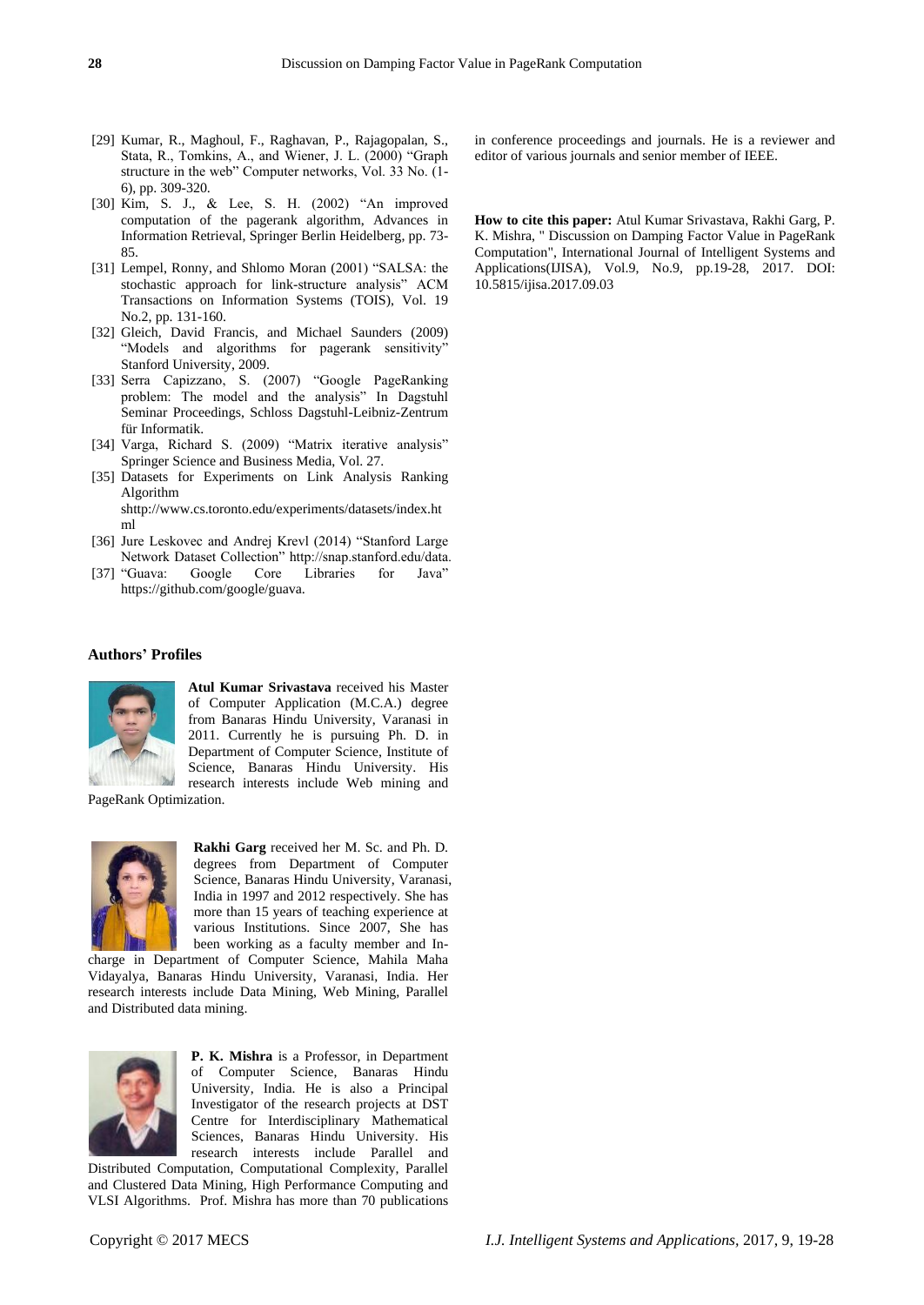[29] Kumar, R., Maghoul, F., Raghavan, P., Rajagopalan, S., Stata, R., Tomkins, A., and Wiener, J. L. (2000) "Graph structure in the web" Computer networks, Vol. 33 No. (1-6), pp. 309-320.

[30] Kim, S. J., & Lee, S. H. (2002) "An improved computation of the pagerank algorithm, Advances in Information Retrieval, Springer Berlin Heidelberg, pp. 73-85.

[31] Lempel, Ronny, and Shlomo Moran (2001) "SALSA: the stochastic approach for link-structure analysis" ACM Transactions on Information Systems (TOIS), Vol. 19 No.2, pp. 131-160.

[32] Gleich, David Francis, and Michael Saunders (2009) "Models and algorithms for pagerank sensitivity" Stanford University, 2009.

[33] Serra Capizzano, S. (2007) "Google PageRanking problem: The model and the analysis" In Dagstuhl Seminar Proceedings, Schloss Dagstuhl-Leibniz-Zentrum für Informatik.

[34] Varga, Richard S. (2009) "Matrix iterative analysis" Springer Science and Business Media, Vol. 27.

[35] Datasets for Experiments on Link Analysis Ranking Algorithm shttp://www.cs.toronto.edu/experiments/datasets/index.html

[36] Jure Leskovec and Andrej Krevl (2014) "Stanford Large Network Dataset Collection" http://snap.stanford.edu/data.

[37] "Guava: Google Core Libraries for Java" https://github.com/google/guava.

## Authors' Profiles

**Atul Kumar Srivastava** received his Master of Computer Application (M.C.A.) degree from Banaras Hindu University, Varanasi in 2011. Currently he is pursuing Ph. D. in Department of Computer Science, Institute of Science, Banaras Hindu University. His research interests include Web mining and PageRank Optimization.

**Rakhi Garg** received her M. Sc. and Ph. D. degrees from Department of Computer Science, Banaras Hindu University, Varanasi, India in 1997 and 2012 respectively. She has more than 15 years of teaching experience at various Institutions. Since 2007, She has been working as a faculty member and In-charge in Department of Computer Science, Mahila Maha Vidayalya, Banaras Hindu University, Varanasi, India. Her research interests include Data Mining, Web Mining, Parallel and Distributed data mining.

**P. K. Mishra** is a Professor, in Department of Computer Science, Banaras Hindu University, India. He is also a Principal Investigator of the research projects at DST Centre for Interdisciplinary Mathematical Sciences, Banaras Hindu University. His research interests include Parallel and Distributed Computation, Computational Complexity, Parallel and Clustered Data Mining, High Performance Computing and VLSI Algorithms. Prof. Mishra has more than 70 publications in conference proceedings and journals. He is a reviewer and editor of various journals and senior member of IEEE.

**How to cite this paper:** Atul Kumar Srivastava, Rakhi Garg, P. K. Mishra, " Discussion on Damping Factor Value in PageRank Computation", International Journal of Intelligent Systems and Applications(IJISA), Vol.9, No.9, pp.19-28, 2017. DOI: 10.5815/ijisa.2017.09.03